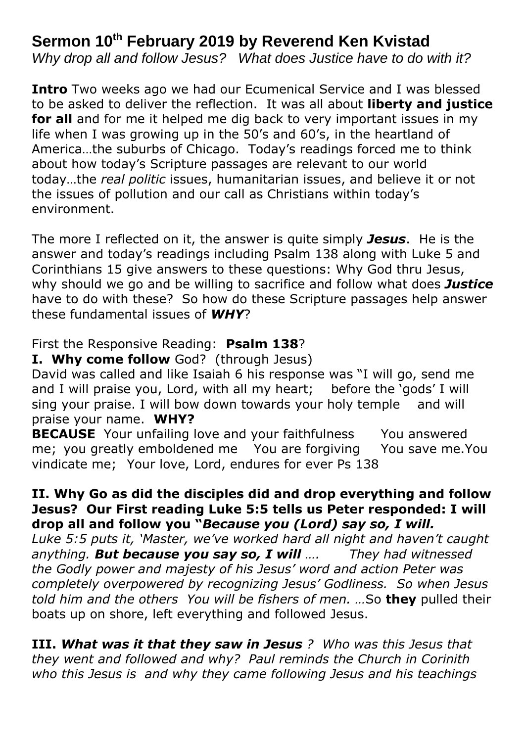# Sermon 10th February 2019 by Reverend Ken Kvistad

*Why drop all and follow Jesus? What does Justice have to do with it?*

**Intro** Two weeks ago we had our Ecumenical Service and I was blessed to be asked to deliver the reflection. It was all about **liberty and justice for all** and for me it helped me dig back to very important issues in my life when I was growing up in the 50's and 60's, in the heartland of America…the suburbs of Chicago. Today's readings forced me to think about how today's Scripture passages are relevant to our world today…the *real politic* issues, humanitarian issues, and believe it or not the issues of pollution and our call as Christians within today's environment.

The more I reflected on it, the answer is quite simply ***Jesus***. He is the answer and today's readings including Psalm 138 along with Luke 5 and Corinthians 15 give answers to these questions: Why God thru Jesus, why should we go and be willing to sacrifice and follow what does ***Justice*** have to do with these? So how do these Scripture passages help answer these fundamental issues of ***WHY***?

First the Responsive Reading: **Psalm 138**?

**I. Why come follow** God? (through Jesus)

David was called and like Isaiah 6 his response was "I will go, send me and I will praise you, Lord, with all my heart; before the 'gods' I will sing your praise. I will bow down towards your holy temple and will praise your name. **WHY?**

**BECAUSE** Your unfailing love and your faithfulness You answered me; you greatly emboldened me You are forgiving You save me.You vindicate me; Your love, Lord, endures for ever Ps 138

**II. Why Go as did the disciples did and drop everything and follow Jesus? Our First reading Luke 5:5 tells us Peter responded: I will drop all and follow you "*Because you (Lord) say so, I will.***

*Luke 5:5 puts it, 'Master, we've worked hard all night and haven't caught anything.* ***But because you say so, I will*** *…. They had witnessed the Godly power and majesty of his Jesus' word and action Peter was completely overpowered by recognizing Jesus' Godliness. So when Jesus told him and the others You will be fishers of men. …*So **they** pulled their boats up on shore, left everything and followed Jesus.

**III. *What was it that they saw in Jesus*** *? Who was this Jesus that they went and followed and why? Paul reminds the Church in Corinith who this Jesus is and why they came following Jesus and his teachings*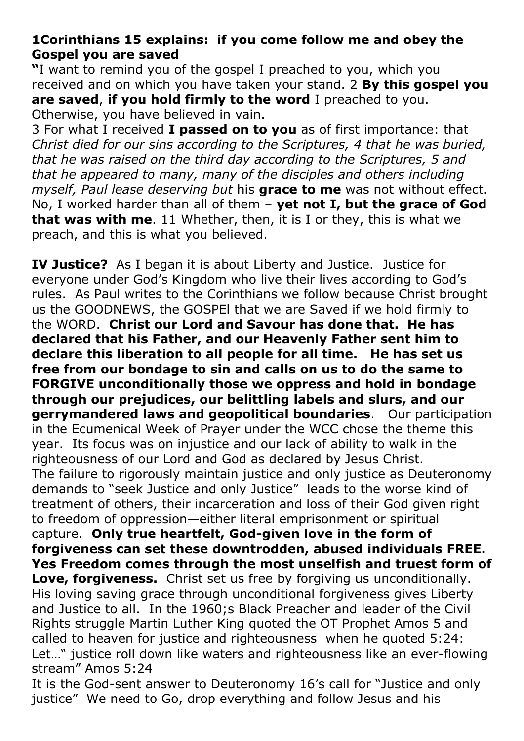**1Corinthians 15 explains: if you come follow me and obey the Gospel you are saved**

**"**I want to remind you of the gospel I preached to you, which you received and on which you have taken your stand. 2 **By this gospel you are saved**, **if you hold firmly to the word** I preached to you. Otherwise, you have believed in vain.

3 For what I received **I passed on to you** as of first importance: that *Christ died for our sins according to the Scriptures, 4 that he was buried, that he was raised on the third day according to the Scriptures, 5 and that he appeared to many, many of the disciples and others including myself, Paul lease deserving but* his **grace to me** was not without effect. No, I worked harder than all of them – **yet not I, but the grace of God that was with me**. 11 Whether, then, it is I or they, this is what we preach, and this is what you believed.

**IV Justice?** As I began it is about Liberty and Justice. Justice for everyone under God's Kingdom who live their lives according to God's rules. As Paul writes to the Corinthians we follow because Christ brought us the GOODNEWS, the GOSPEl that we are Saved if we hold firmly to the WORD. **Christ our Lord and Savour has done that. He has declared that his Father, and our Heavenly Father sent him to declare this liberation to all people for all time. He has set us free from our bondage to sin and calls on us to do the same to FORGIVE unconditionally those we oppress and hold in bondage through our prejudices, our belittling labels and slurs, and our gerrymandered laws and geopolitical boundaries**. Our participation in the Ecumenical Week of Prayer under the WCC chose the theme this year. Its focus was on injustice and our lack of ability to walk in the righteousness of our Lord and God as declared by Jesus Christ.
The failure to rigorously maintain justice and only justice as Deuteronomy demands to "seek Justice and only Justice" leads to the worse kind of treatment of others, their incarceration and loss of their God given right to freedom of oppression—either literal emprisonment or spiritual capture. **Only true heartfelt, God-given love in the form of forgiveness can set these downtrodden, abused individuals FREE. Yes Freedom comes through the most unselfish and truest form of Love, forgiveness.** Christ set us free by forgiving us unconditionally. His loving saving grace through unconditional forgiveness gives Liberty and Justice to all. In the 1960;s Black Preacher and leader of the Civil Rights struggle Martin Luther King quoted the OT Prophet Amos 5 and called to heaven for justice and righteousness when he quoted 5:24: Let…" justice roll down like waters and righteousness like an ever-flowing stream" Amos 5:24
It is the God-sent answer to Deuteronomy 16's call for "Justice and only justice" We need to Go, drop everything and follow Jesus and his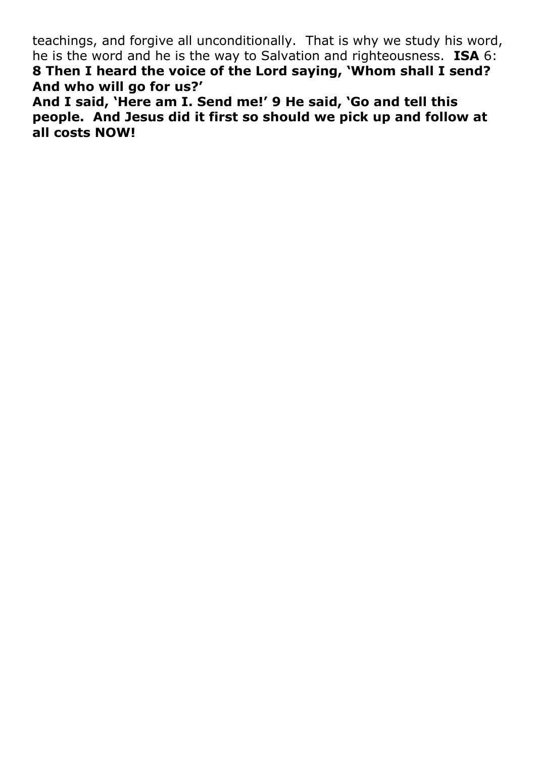teachings, and forgive all unconditionally. That is why we study his word, he is the word and he is the way to Salvation and righteousness. **ISA** 6:
**8 Then I heard the voice of the Lord saying, 'Whom shall I send? And who will go for us?'**
**And I said, 'Here am I. Send me!' 9 He said, 'Go and tell this people. And Jesus did it first so should we pick up and follow at all costs NOW!**